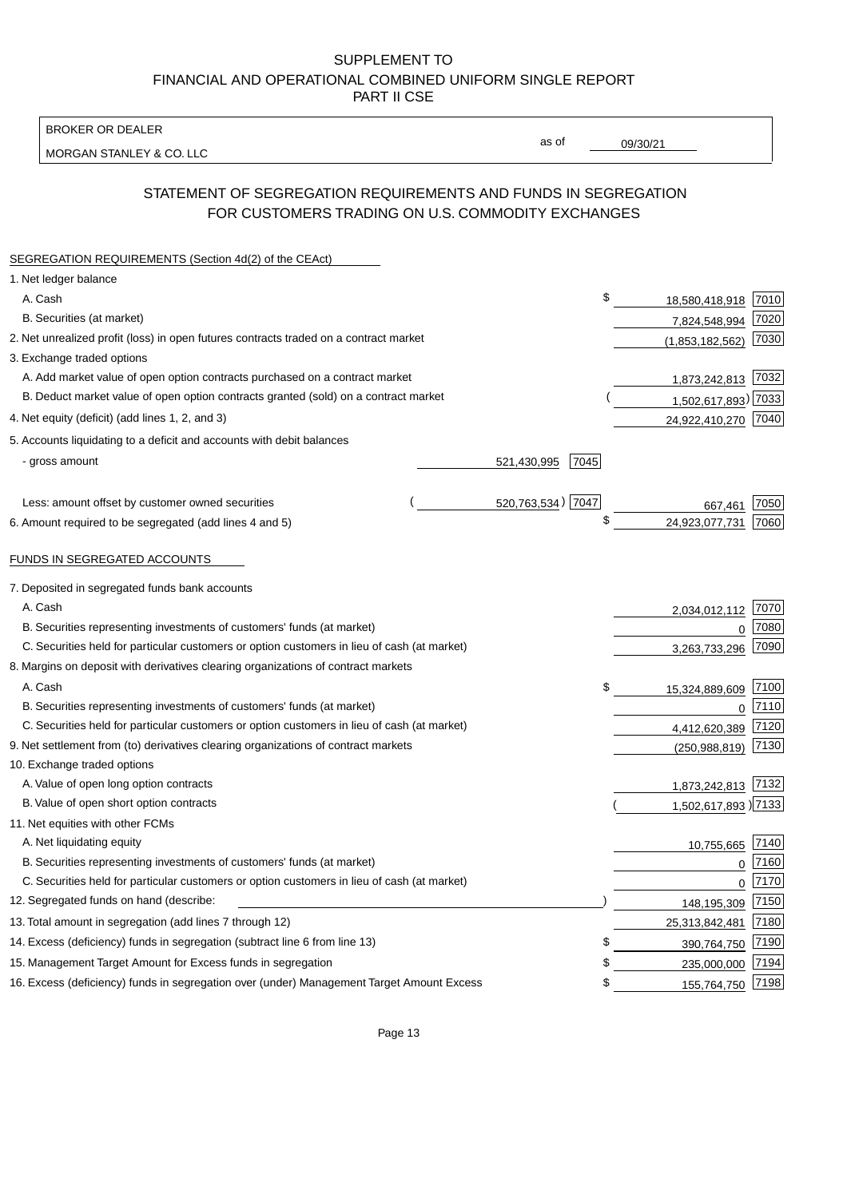SUPPLEMENT TO
FINANCIAL AND OPERATIONAL COMBINED UNIFORM SINGLE REPORT
PART II CSE

BROKER OR DEALER
MORGAN STANLEY & CO. LLC

as of 09/30/21

## STATEMENT OF SEGREGATION REQUIREMENTS AND FUNDS IN SEGREGATION FOR CUSTOMERS TRADING ON U.S. COMMODITY EXCHANGES

SEGREGATION REQUIREMENTS (Section 4d(2) of the CEAct)

| | | | | |
|---|---|---|---|---|
| 1. Net ledger balance | | | | |
| A. Cash | | | $ 18,580,418,918 | 7010 |
| B. Securities (at market) | | | 7,824,548,994 | 7020 |
| 2. Net unrealized profit (loss) in open futures contracts traded on a contract market | | | (1,853,182,562) | 7030 |
| 3. Exchange traded options | | | | |
| A. Add market value of open option contracts purchased on a contract market | | | 1,873,242,813 | 7032 |
| B. Deduct market value of open option contracts granted (sold) on a contract market | | | (1,502,617,893) | 7033 |
| 4. Net equity (deficit) (add lines 1, 2, and 3) | | | 24,922,410,270 | 7040 |
| 5. Accounts liquidating to a deficit and accounts with debit balances | | | | |
| - gross amount | 521,430,995 | 7045 | | |
| Less: amount offset by customer owned securities | (520,763,534) | 7047 | 667,461 | 7050 |
| 6. Amount required to be segregated (add lines 4 and 5) | | | $ 24,923,077,731 | 7060 |

FUNDS IN SEGREGATED ACCOUNTS

| | | |
|---|---|---|
| 7. Deposited in segregated funds bank accounts | | |
| A. Cash | 2,034,012,112 | 7070 |
| B. Securities representing investments of customers' funds (at market) | 0 | 7080 |
| C. Securities held for particular customers or option customers in lieu of cash (at market) | 3,263,733,296 | 7090 |
| 8. Margins on deposit with derivatives clearing organizations of contract markets | | |
| A. Cash | $ 15,324,889,609 | 7100 |
| B. Securities representing investments of customers' funds (at market) | 0 | 7110 |
| C. Securities held for particular customers or option customers in lieu of cash (at market) | 4,412,620,389 | 7120 |
| 9. Net settlement from (to) derivatives clearing organizations of contract markets | (250,988,819) | 7130 |
| 10. Exchange traded options | | |
| A. Value of open long option contracts | 1,873,242,813 | 7132 |
| B. Value of open short option contracts | (1,502,617,893) | 7133 |
| 11. Net equities with other FCMs | | |
| A. Net liquidating equity | 10,755,665 | 7140 |
| B. Securities representing investments of customers' funds (at market) | 0 | 7160 |
| C. Securities held for particular customers or option customers in lieu of cash (at market) | 0 | 7170 |
| 12. Segregated funds on hand (describe: ) | 148,195,309 | 7150 |
| 13. Total amount in segregation (add lines 7 through 12) | 25,313,842,481 | 7180 |
| 14. Excess (deficiency) funds in segregation (subtract line 6 from line 13) | $ 390,764,750 | 7190 |
| 15. Management Target Amount for Excess funds in segregation | $ 235,000,000 | 7194 |
| 16. Excess (deficiency) funds in segregation over (under) Management Target Amount Excess | $ 155,764,750 | 7198 |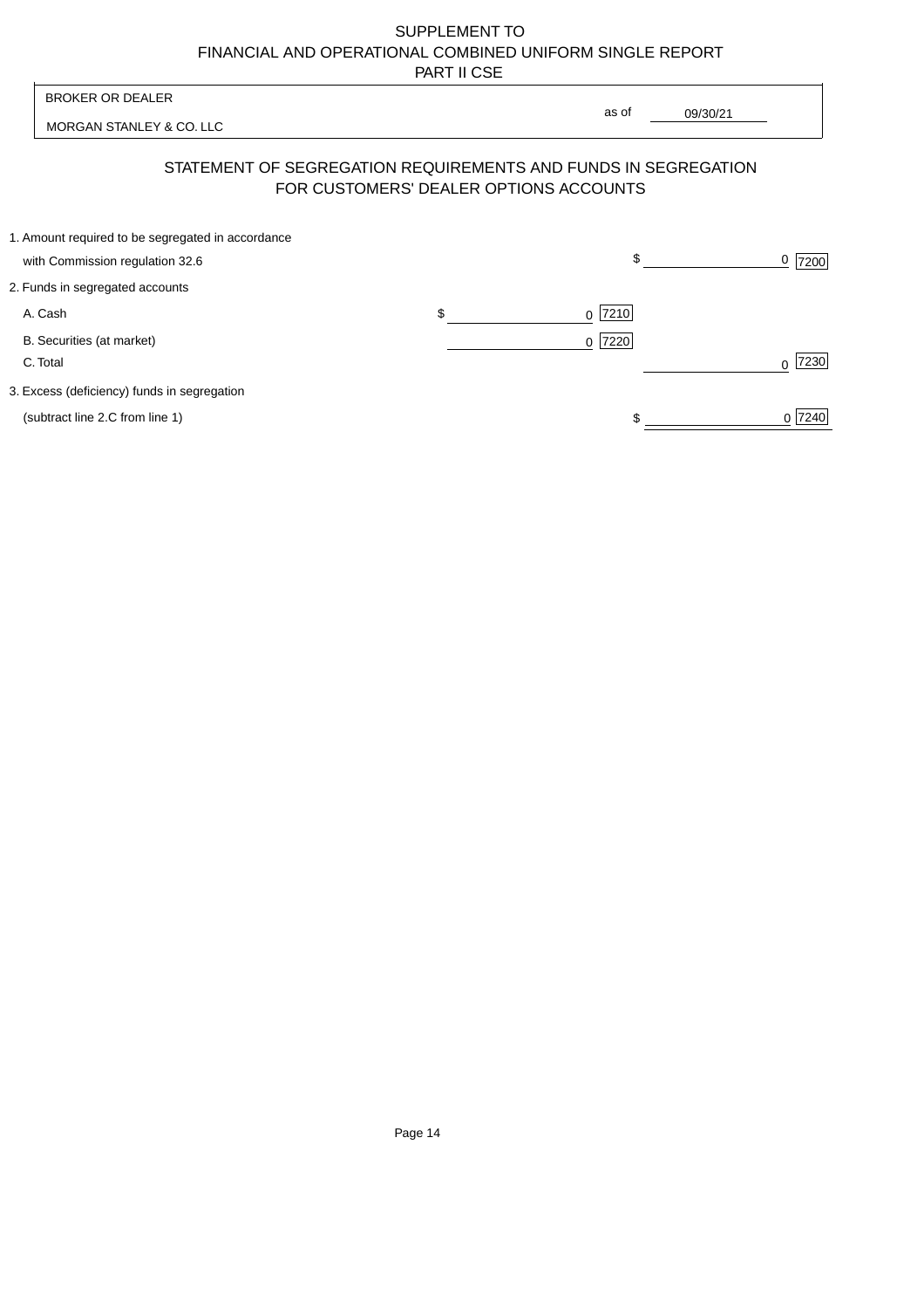SUPPLEMENT TO
FINANCIAL AND OPERATIONAL COMBINED UNIFORM SINGLE REPORT
PART II CSE

| BROKER OR DEALER | |
|---|---|
| MORGAN STANLEY & CO. LLC | as of 09/30/21 |

## STATEMENT OF SEGREGATION REQUIREMENTS AND FUNDS IN SEGREGATION FOR CUSTOMERS' DEALER OPTIONS ACCOUNTS

| | | |
|---|---|---|
| 1. Amount required to be segregated in accordance with Commission regulation 32.6 | | $ 0 [7200] |
| 2. Funds in segregated accounts | | |
| A. Cash | $ 0 [7210] | |
| B. Securities (at market) | 0 [7220] | |
| C. Total | | 0 [7230] |
| 3. Excess (deficiency) funds in segregation (subtract line 2.C from line 1) | | $ 0 [7240] |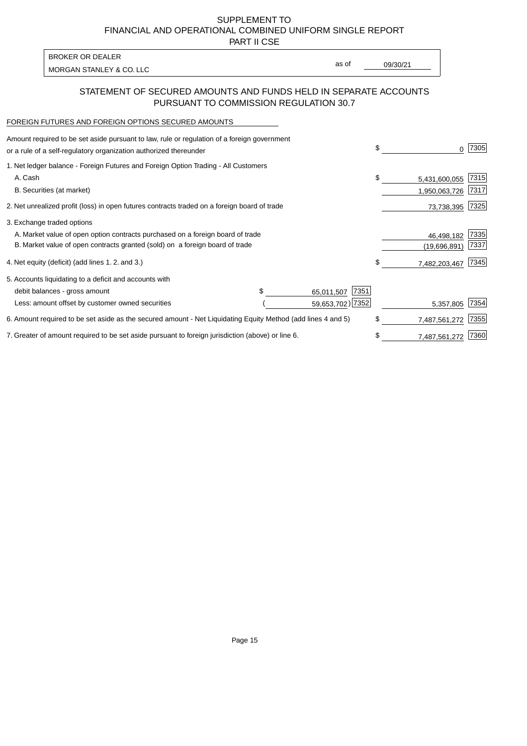SUPPLEMENT TO
FINANCIAL AND OPERATIONAL COMBINED UNIFORM SINGLE REPORT
PART II CSE

| BROKER OR DEALER | | |
|---|---|---|
| MORGAN STANLEY & CO. LLC | as of | 09/30/21 |

## STATEMENT OF SECURED AMOUNTS AND FUNDS HELD IN SEPARATE ACCOUNTS PURSUANT TO COMMISSION REGULATION 30.7

FOREIGN FUTURES AND FOREIGN OPTIONS SECURED AMOUNTS

| Description | | | Amount | Code |
|---|---|---|---|---|
| Amount required to be set aside pursuant to law, rule or regulation of a foreign government or a rule of a self-regulatory organization authorized thereunder | | | $ 0 | 7305 |
| 1. Net ledger balance - Foreign Futures and Foreign Option Trading - All Customers | | | | |
| A. Cash | | | $ 5,431,600,055 | 7315 |
| B. Securities (at market) | | | 1,950,063,726 | 7317 |
| 2. Net unrealized profit (loss) in open futures contracts traded on a foreign board of trade | | | 73,738,395 | 7325 |
| 3. Exchange traded options | | | | |
| A. Market value of open option contracts purchased on a foreign board of trade | | | 46,498,182 | 7335 |
| B. Market value of open contracts granted (sold) on a foreign board of trade | | | (19,696,891) | 7337 |
| 4. Net equity (deficit) (add lines 1. 2. and 3.) | | | $ 7,482,203,467 | 7345 |
| 5. Accounts liquidating to a deficit and accounts with | | | | |
| debit balances - gross amount | $ 65,011,507 | 7351 | | |
| Less: amount offset by customer owned securities | (59,653,702) | 7352 | 5,357,805 | 7354 |
| 6. Amount required to be set aside as the secured amount - Net Liquidating Equity Method (add lines 4 and 5) | | | $ 7,487,561,272 | 7355 |
| 7. Greater of amount required to be set aside pursuant to foreign jurisdiction (above) or line 6. | | | $ 7,487,561,272 | 7360 |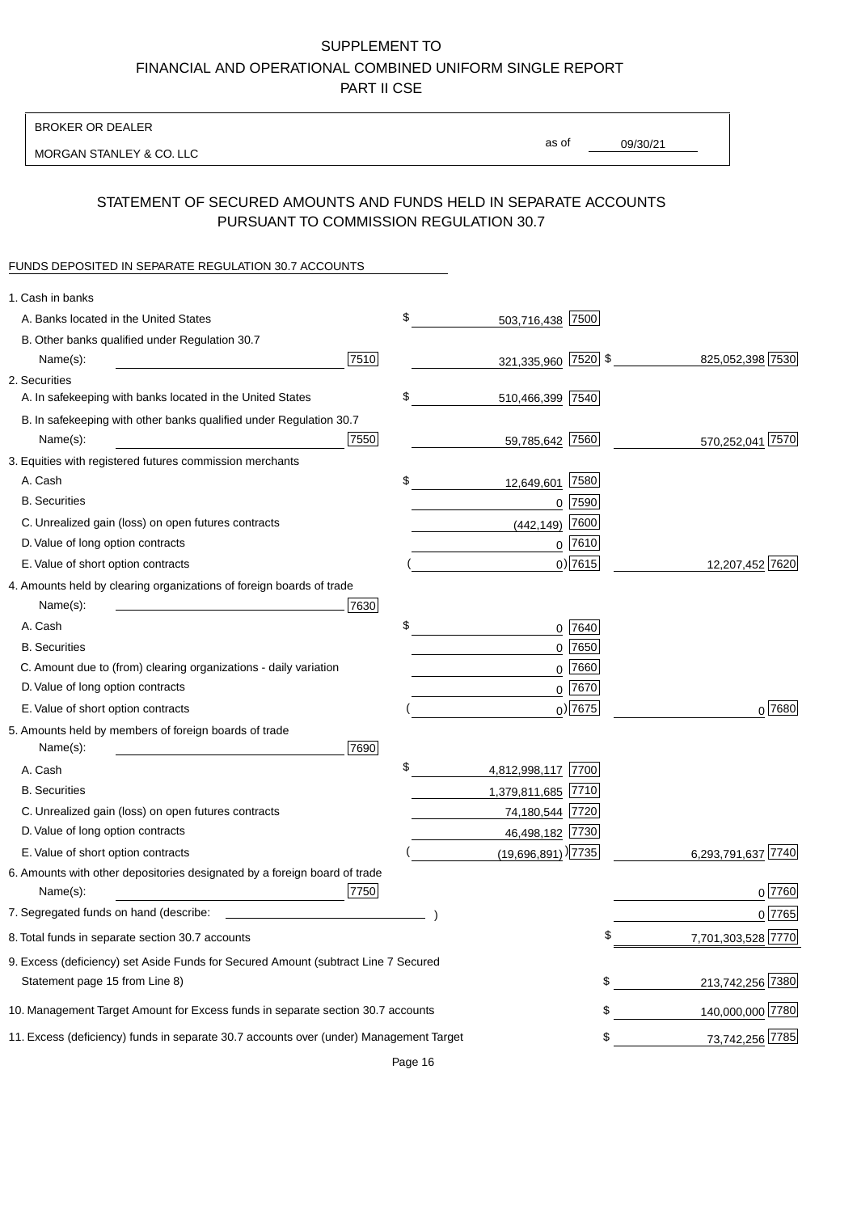SUPPLEMENT TO
FINANCIAL AND OPERATIONAL COMBINED UNIFORM SINGLE REPORT
PART II CSE

BROKER OR DEALER

MORGAN STANLEY & CO. LLC

as of 09/30/21

## STATEMENT OF SECURED AMOUNTS AND FUNDS HELD IN SEPARATE ACCOUNTS PURSUANT TO COMMISSION REGULATION 30.7

FUNDS DEPOSITED IN SEPARATE REGULATION 30.7 ACCOUNTS

| | | | |
|---|---|---|---|
| 1. Cash in banks | | | |
| A. Banks located in the United States | | $ 503,716,438 [7500] | |
| B. Other banks qualified under Regulation 30.7 Name(s): | [7510] | 321,335,960 [7520] | $ 825,052,398 [7530] |
| 2. Securities | | | |
| A. In safekeeping with banks located in the United States | | $ 510,466,399 [7540] | |
| B. In safekeeping with other banks qualified under Regulation 30.7 Name(s): | [7550] | 59,785,642 [7560] | 570,252,041 [7570] |
| 3. Equities with registered futures commission merchants | | | |
| A. Cash | | $ 12,649,601 [7580] | |
| B. Securities | | 0 [7590] | |
| C. Unrealized gain (loss) on open futures contracts | | (442,149) [7600] | |
| D. Value of long option contracts | | 0 [7610] | |
| E. Value of short option contracts | | ( 0) [7615] | 12,207,452 [7620] |
| 4. Amounts held by clearing organizations of foreign boards of trade Name(s): | [7630] | | |
| A. Cash | | $ 0 [7640] | |
| B. Securities | | 0 [7650] | |
| C. Amount due to (from) clearing organizations - daily variation | | 0 [7660] | |
| D. Value of long option contracts | | 0 [7670] | |
| E. Value of short option contracts | | ( 0) [7675] | 0 [7680] |
| 5. Amounts held by members of foreign boards of trade Name(s): | [7690] | | |
| A. Cash | | $ 4,812,998,117 [7700] | |
| B. Securities | | 1,379,811,685 [7710] | |
| C. Unrealized gain (loss) on open futures contracts | | 74,180,544 [7720] | |
| D. Value of long option contracts | | 46,498,182 [7730] | |
| E. Value of short option contracts | | ( (19,696,891) ) [7735] | 6,293,791,637 [7740] |
| 6. Amounts with other depositories designated by a foreign board of trade Name(s): | [7750] | | 0 [7760] |
| 7. Segregated funds on hand (describe: ) | | | 0 [7765] |
| 8. Total funds in separate section 30.7 accounts | | | $ 7,701,303,528 [7770] |
| 9. Excess (deficiency) set Aside Funds for Secured Amount (subtract Line 7 Secured Statement page 15 from Line 8) | | | $ 213,742,256 [7380] |
| 10. Management Target Amount for Excess funds in separate section 30.7 accounts | | | $ 140,000,000 [7780] |
| 11. Excess (deficiency) funds in separate 30.7 accounts over (under) Management Target | | | $ 73,742,256 [7785] |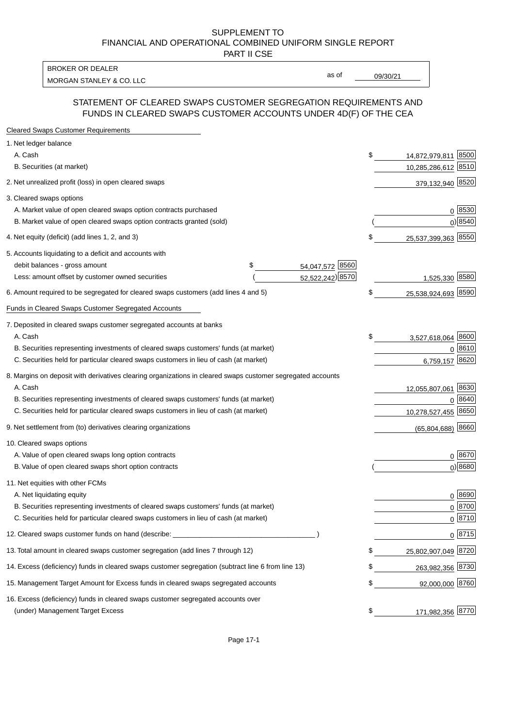SUPPLEMENT TO
FINANCIAL AND OPERATIONAL COMBINED UNIFORM SINGLE REPORT
PART II CSE

BROKER OR DEALER
MORGAN STANLEY & CO. LLC

as of 09/30/21

## STATEMENT OF CLEARED SWAPS CUSTOMER SEGREGATION REQUIREMENTS AND FUNDS IN CLEARED SWAPS CUSTOMER ACCOUNTS UNDER 4D(F) OF THE CEA

**Cleared Swaps Customer Requirements**

| | | | |
|---|---|---|---|
| 1. Net ledger balance | | | |
| A. Cash | | $ 14,872,979,811 | 8500 |
| B. Securities (at market) | | 10,285,286,612 | 8510 |
| 2. Net unrealized profit (loss) in open cleared swaps | | 379,132,940 | 8520 |
| 3. Cleared swaps options | | | |
| A. Market value of open cleared swaps option contracts purchased | | 0 | 8530 |
| B. Market value of open cleared swaps option contracts granted (sold) | | ( 0) | 8540 |
| 4. Net equity (deficit) (add lines 1, 2, and 3) | | $ 25,537,399,363 | 8550 |
| 5. Accounts liquidating to a deficit and accounts with | | | |
| debit balances - gross amount | $ 54,047,572 8560 | | |
| Less: amount offset by customer owned securities | ( 52,522,242) 8570 | 1,525,330 | 8580 |
| 6. Amount required to be segregated for cleared swaps customers (add lines 4 and 5) | | $ 25,538,924,693 | 8590 |

**Funds in Cleared Swaps Customer Segregated Accounts**

| | | |
|---|---|---|
| 7. Deposited in cleared swaps customer segregated accounts at banks | | |
| A. Cash | $ 3,527,618,064 | 8600 |
| B. Securities representing investments of cleared swaps customers' funds (at market) | 0 | 8610 |
| C. Securities held for particular cleared swaps customers in lieu of cash (at market) | 6,759,157 | 8620 |
| 8. Margins on deposit with derivatives clearing organizations in cleared swaps customer segregated accounts | | |
| A. Cash | 12,055,807,061 | 8630 |
| B. Securities representing investments of cleared swaps customers' funds (at market) | 0 | 8640 |
| C. Securities held for particular cleared swaps customers in lieu of cash (at market) | 10,278,527,455 | 8650 |
| 9. Net settlement from (to) derivatives clearing organizations | (65,804,688) | 8660 |
| 10. Cleared swaps options | | |
| A. Value of open cleared swaps long option contracts | 0 | 8670 |
| B. Value of open cleared swaps short option contracts | ( 0) | 8680 |
| 11. Net equities with other FCMs | | |
| A. Net liquidating equity | 0 | 8690 |
| B. Securities representing investments of cleared swaps customers' funds (at market) | 0 | 8700 |
| C. Securities held for particular cleared swaps customers in lieu of cash (at market) | 0 | 8710 |
| 12. Cleared swaps customer funds on hand (describe: ______________________________ ) | 0 | 8715 |
| 13. Total amount in cleared swaps customer segregation (add lines 7 through 12) | $ 25,802,907,049 | 8720 |
| 14. Excess (deficiency) funds in cleared swaps customer segregation (subtract line 6 from line 13) | $ 263,982,356 | 8730 |
| 15. Management Target Amount for Excess funds in cleared swaps segregated accounts | $ 92,000,000 | 8760 |
| 16. Excess (deficiency) funds in cleared swaps customer segregated accounts over (under) Management Target Excess | $ 171,982,356 | 8770 |